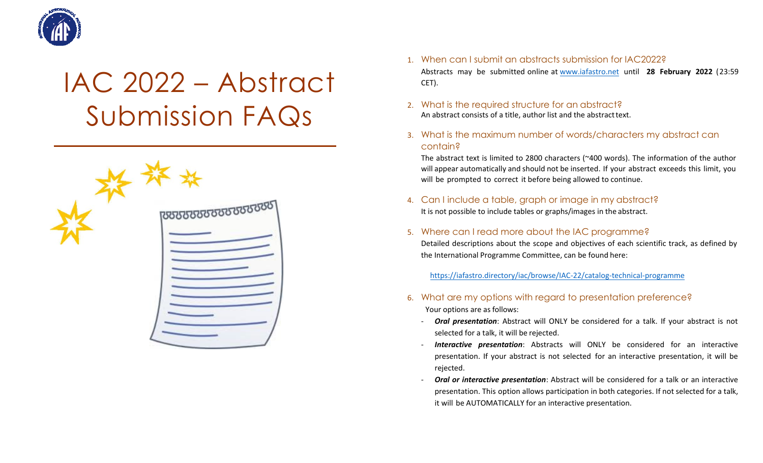# IAC 2022 – Abstract Submission FAQs

1. When can I submit an abstracts submission for IAC2022?

   Abstracts may be submitted online at www.iafastro.net until **28 February 2022** (23:59 CET).

2. What is the required structure for an abstract?

   An abstract consists of a title, author list and the abstract text.

3. What is the maximum number of words/characters my abstract can contain?

   The abstract text is limited to 2800 characters (~400 words). The information of the author will appear automatically and should not be inserted. If your abstract exceeds this limit, you will be prompted to correct it before being allowed to continue.

4. Can I include a table, graph or image in my abstract?

   It is not possible to include tables or graphs/images in the abstract.

5. Where can I read more about the IAC programme?

   Detailed descriptions about the scope and objectives of each scientific track, as defined by the International Programme Committee, can be found here:

   https://iafastro.directory/iac/browse/IAC-22/catalog-technical-programme

6. What are my options with regard to presentation preference?

   Your options are as follows:

   - ***Oral presentation***: Abstract will ONLY be considered for a talk. If your abstract is not selected for a talk, it will be rejected.
   - ***Interactive presentation***: Abstracts will ONLY be considered for an interactive presentation. If your abstract is not selected for an interactive presentation, it will be rejected.
   - ***Oral or interactive presentation***: Abstract will be considered for a talk or an interactive presentation. This option allows participation in both categories. If not selected for a talk, it will be AUTOMATICALLY for an interactive presentation.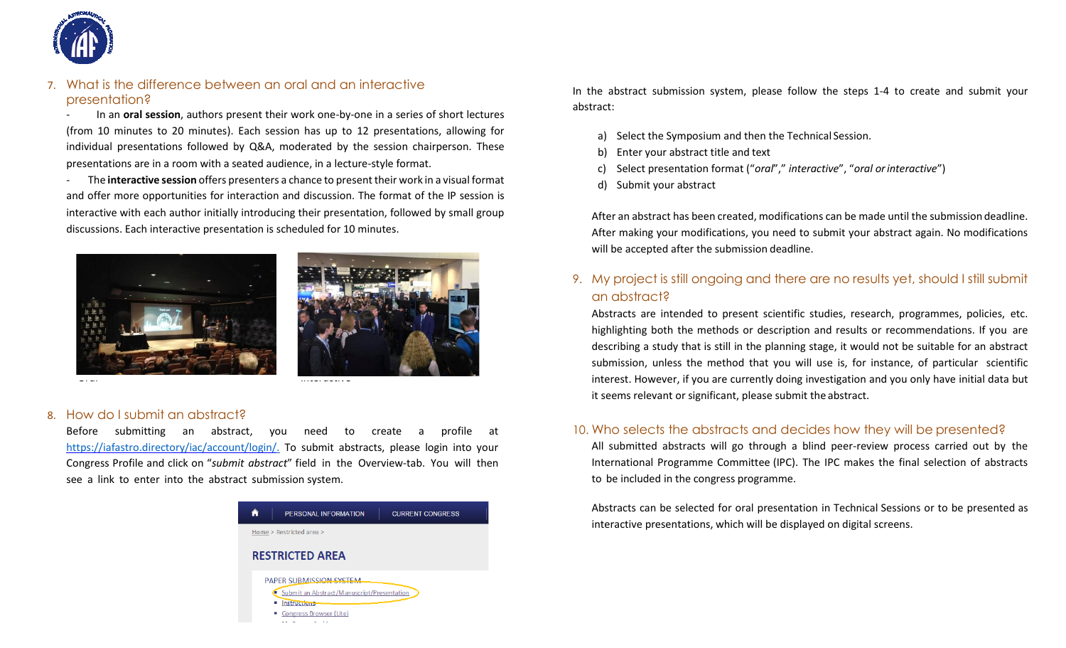## 7. What is the difference between an oral and an interactive presentation?

- In an **oral session**, authors present their work one-by-one in a series of short lectures (from 10 minutes to 20 minutes). Each session has up to 12 presentations, allowing for individual presentations followed by Q&A, moderated by the session chairperson. These presentations are in a room with a seated audience, in a lecture-style format.
- The **interactive session** offers presenters a chance to present their work in a visual format and offer more opportunities for interaction and discussion. The format of the IP session is interactive with each author initially introducing their presentation, followed by small group discussions. Each interactive presentation is scheduled for 10 minutes.

## 8. How do I submit an abstract?

Before submitting an abstract, you need to create a profile at https://iafastro.directory/iac/account/login/. To submit abstracts, please login into your Congress Profile and click on "*submit abstract*" field in the Overview-tab. You will then see a link to enter into the abstract submission system.

In the abstract submission system, please follow the steps 1-4 to create and submit your abstract:

a) Select the Symposium and then the Technical Session.
b) Enter your abstract title and text
c) Select presentation format ("*oral*"," *interactive*", "*oral or interactive*")
d) Submit your abstract

After an abstract has been created, modifications can be made until the submission deadline. After making your modifications, you need to submit your abstract again. No modifications will be accepted after the submission deadline.

## 9. My project is still ongoing and there are no results yet, should I still submit an abstract?

Abstracts are intended to present scientific studies, research, programmes, policies, etc. highlighting both the methods or description and results or recommendations. If you are describing a study that is still in the planning stage, it would not be suitable for an abstract submission, unless the method that you will use is, for instance, of particular scientific interest. However, if you are currently doing investigation and you only have initial data but it seems relevant or significant, please submit the abstract.

## 10. Who selects the abstracts and decides how they will be presented?

All submitted abstracts will go through a blind peer-review process carried out by the International Programme Committee (IPC). The IPC makes the final selection of abstracts to be included in the congress programme.

Abstracts can be selected for oral presentation in Technical Sessions or to be presented as interactive presentations, which will be displayed on digital screens.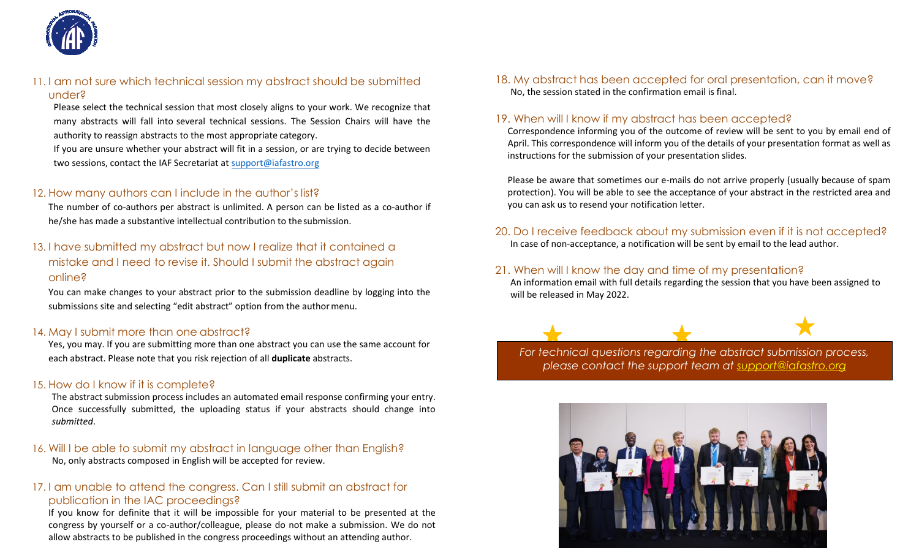## 11. I am not sure which technical session my abstract should be submitted under?

Please select the technical session that most closely aligns to your work. We recognize that many abstracts will fall into several technical sessions. The Session Chairs will have the authority to reassign abstracts to the most appropriate category.

If you are unsure whether your abstract will fit in a session, or are trying to decide between two sessions, contact the IAF Secretariat at support@iafastro.org

## 12. How many authors can I include in the author's list?

The number of co-authors per abstract is unlimited. A person can be listed as a co-author if he/she has made a substantive intellectual contribution to the submission.

## 13. I have submitted my abstract but now I realize that it contained a mistake and I need to revise it. Should I submit the abstract again online?

You can make changes to your abstract prior to the submission deadline by logging into the submissions site and selecting "edit abstract" option from the author menu.

## 14. May I submit more than one abstract?

Yes, you may. If you are submitting more than one abstract you can use the same account for each abstract. Please note that you risk rejection of all **duplicate** abstracts.

## 15. How do I know if it is complete?

The abstract submission process includes an automated email response confirming your entry. Once successfully submitted, the uploading status if your abstracts should change into *submitted*.

## 16. Will I be able to submit my abstract in language other than English?

No, only abstracts composed in English will be accepted for review.

## 17. I am unable to attend the congress. Can I still submit an abstract for publication in the IAC proceedings?

If you know for definite that it will be impossible for your material to be presented at the congress by yourself or a co-author/colleague, please do not make a submission. We do not allow abstracts to be published in the congress proceedings without an attending author.

## 18. My abstract has been accepted for oral presentation, can it move?

No, the session stated in the confirmation email is final.

## 19. When will I know if my abstract has been accepted?

Correspondence informing you of the outcome of review will be sent to you by email end of April. This correspondence will inform you of the details of your presentation format as well as instructions for the submission of your presentation slides.

Please be aware that sometimes our e-mails do not arrive properly (usually because of spam protection). You will be able to see the acceptance of your abstract in the restricted area and you can ask us to resend your notification letter.

## 20. Do I receive feedback about my submission even if it is not accepted?

In case of non-acceptance, a notification will be sent by email to the lead author.

## 21. When will I know the day and time of my presentation?

An information email with full details regarding the session that you have been assigned to will be released in May 2022.

*For technical questions regarding the abstract submission process, please contact the support team at support@iafastro.org*